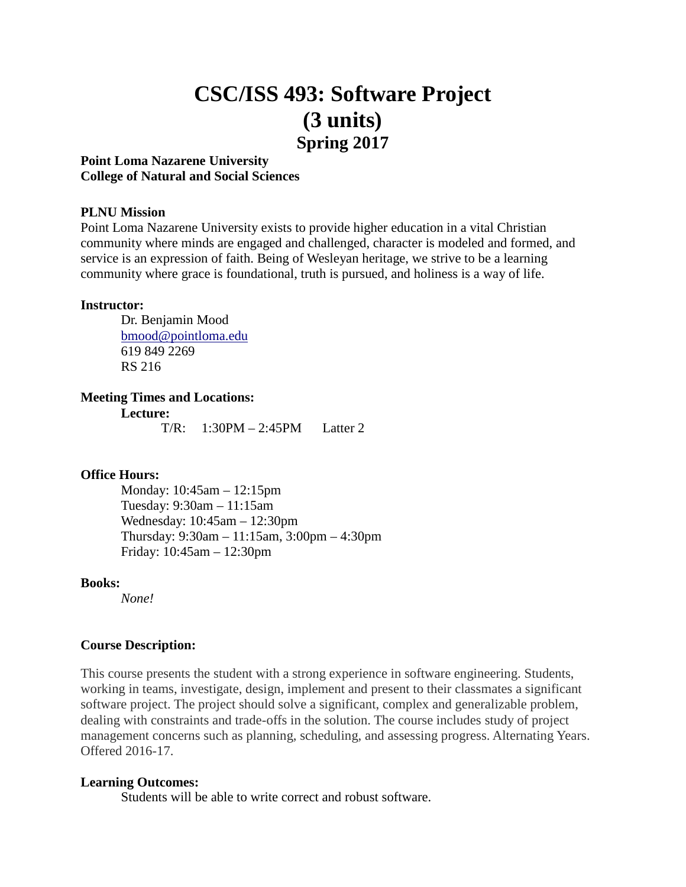# CSC/ISS 493: Software Project
# (3 units)
## Spring 2017

**Point Loma Nazarene University**
**College of Natural and Social Sciences**

**PLNU Mission**

Point Loma Nazarene University exists to provide higher education in a vital Christian community where minds are engaged and challenged, character is modeled and formed, and service is an expression of faith. Being of Wesleyan heritage, we strive to be a learning community where grace is foundational, truth is pursued, and holiness is a way of life.

**Instructor:**

Dr. Benjamin Mood
bmood@pointloma.edu
619 849 2269
RS 216

**Meeting Times and Locations:**

**Lecture:**

T/R: 1:30PM – 2:45PM Latter 2

**Office Hours:**

Monday: 10:45am – 12:15pm
Tuesday: 9:30am – 11:15am
Wednesday: 10:45am – 12:30pm
Thursday: 9:30am – 11:15am, 3:00pm – 4:30pm
Friday: 10:45am – 12:30pm

**Books:**

*None!*

**Course Description:**

This course presents the student with a strong experience in software engineering. Students, working in teams, investigate, design, implement and present to their classmates a significant software project. The project should solve a significant, complex and generalizable problem, dealing with constraints and trade-offs in the solution. The course includes study of project management concerns such as planning, scheduling, and assessing progress. Alternating Years. Offered 2016-17.

**Learning Outcomes:**

Students will be able to write correct and robust software.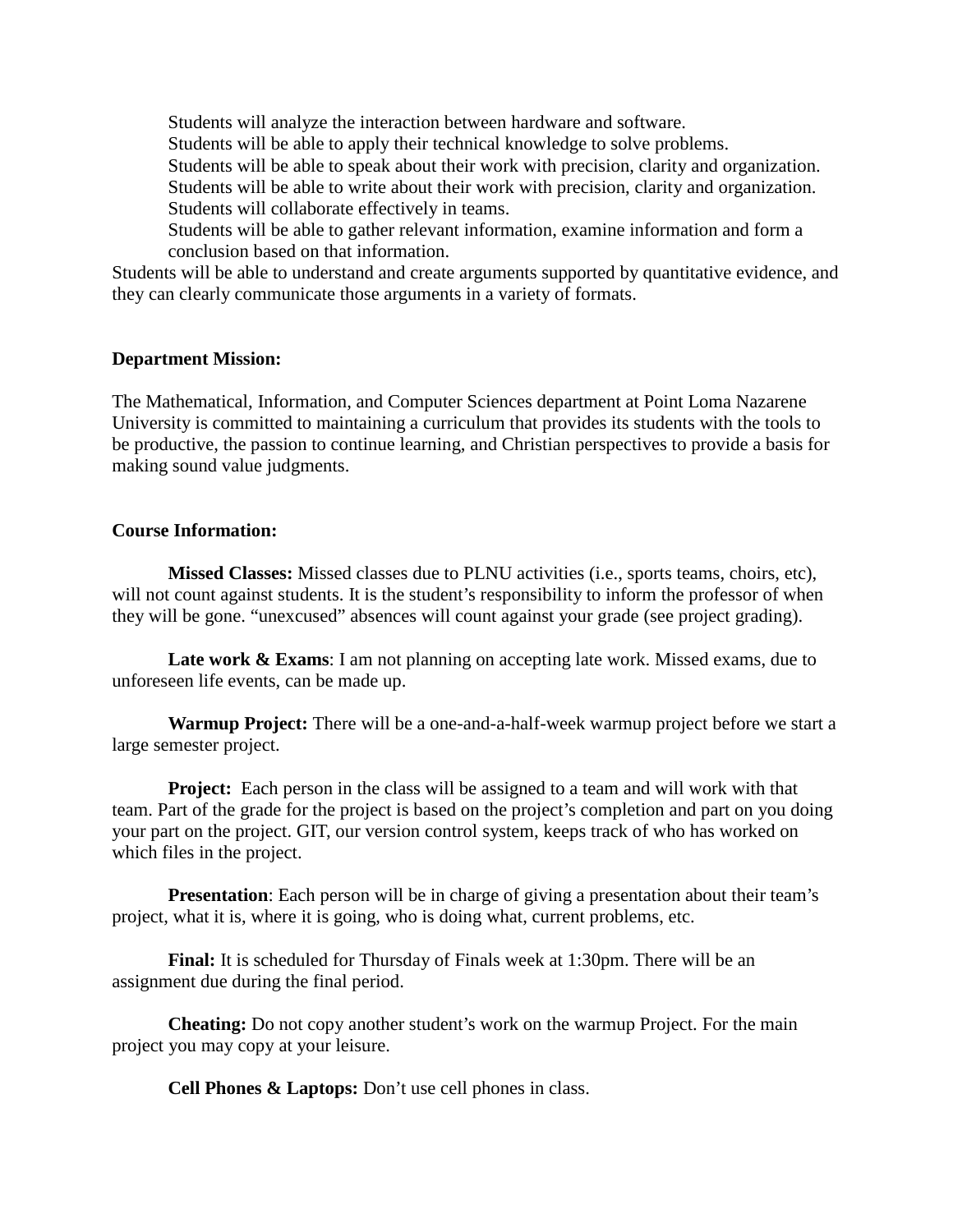Students will analyze the interaction between hardware and software.
Students will be able to apply their technical knowledge to solve problems.
Students will be able to speak about their work with precision, clarity and organization.
Students will be able to write about their work with precision, clarity and organization.
Students will collaborate effectively in teams.
Students will be able to gather relevant information, examine information and form a conclusion based on that information.

Students will be able to understand and create arguments supported by quantitative evidence, and they can clearly communicate those arguments in a variety of formats.

**Department Mission:**

The Mathematical, Information, and Computer Sciences department at Point Loma Nazarene University is committed to maintaining a curriculum that provides its students with the tools to be productive, the passion to continue learning, and Christian perspectives to provide a basis for making sound value judgments.

**Course Information:**

**Missed Classes:** Missed classes due to PLNU activities (i.e., sports teams, choirs, etc), will not count against students. It is the student's responsibility to inform the professor of when they will be gone. "unexcused" absences will count against your grade (see project grading).

**Late work & Exams**: I am not planning on accepting late work. Missed exams, due to unforeseen life events, can be made up.

**Warmup Project:** There will be a one-and-a-half-week warmup project before we start a large semester project.

**Project:** Each person in the class will be assigned to a team and will work with that team. Part of the grade for the project is based on the project's completion and part on you doing your part on the project. GIT, our version control system, keeps track of who has worked on which files in the project.

**Presentation**: Each person will be in charge of giving a presentation about their team's project, what it is, where it is going, who is doing what, current problems, etc.

**Final:** It is scheduled for Thursday of Finals week at 1:30pm. There will be an assignment due during the final period.

**Cheating:** Do not copy another student's work on the warmup Project. For the main project you may copy at your leisure.

**Cell Phones & Laptops:** Don't use cell phones in class.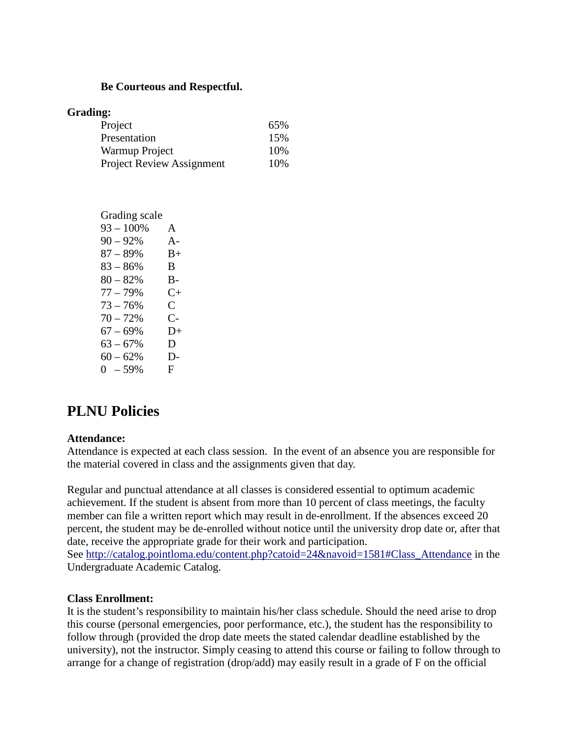**Be Courteous and Respectful.**

**Grading:**

| | |
|---|---|
| Project | 65% |
| Presentation | 15% |
| Warmup Project | 10% |
| Project Review Assignment | 10% |

Grading scale

| | |
|---|---|
| 93 – 100% | A |
| 90 – 92% | A- |
| 87 – 89% | B+ |
| 83 – 86% | B |
| 80 – 82% | B- |
| 77 – 79% | C+ |
| 73 – 76% | C |
| 70 – 72% | C- |
| 67 – 69% | D+ |
| 63 – 67% | D |
| 60 – 62% | D- |
| 0 – 59% | F |

## PLNU Policies

**Attendance:**
Attendance is expected at each class session. In the event of an absence you are responsible for the material covered in class and the assignments given that day.

Regular and punctual attendance at all classes is considered essential to optimum academic achievement. If the student is absent from more than 10 percent of class meetings, the faculty member can file a written report which may result in de-enrollment. If the absences exceed 20 percent, the student may be de-enrolled without notice until the university drop date or, after that date, receive the appropriate grade for their work and participation.
See http://catalog.pointloma.edu/content.php?catoid=24&navoid=1581#Class_Attendance in the Undergraduate Academic Catalog.

**Class Enrollment:**
It is the student's responsibility to maintain his/her class schedule. Should the need arise to drop this course (personal emergencies, poor performance, etc.), the student has the responsibility to follow through (provided the drop date meets the stated calendar deadline established by the university), not the instructor. Simply ceasing to attend this course or failing to follow through to arrange for a change of registration (drop/add) may easily result in a grade of F on the official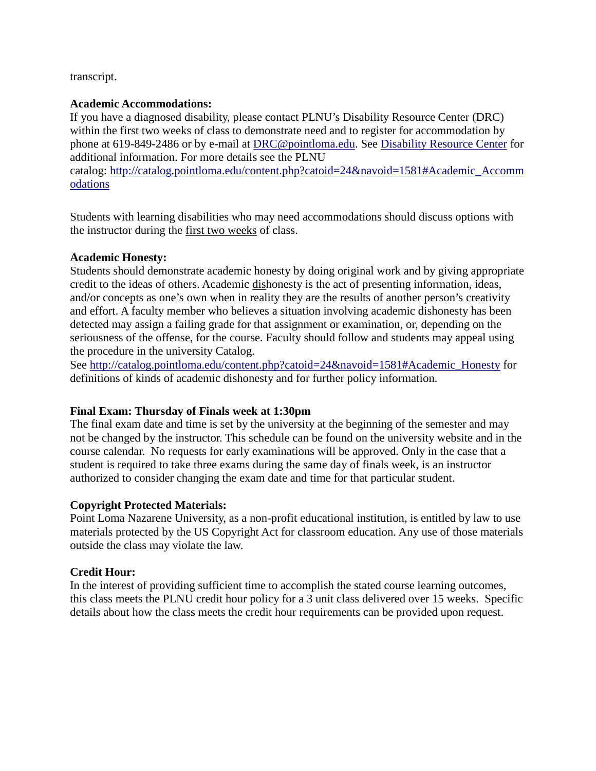transcript.

**Academic Accommodations:**
If you have a diagnosed disability, please contact PLNU's Disability Resource Center (DRC) within the first two weeks of class to demonstrate need and to register for accommodation by phone at 619-849-2486 or by e-mail at [DRC@pointloma.edu](mailto:DRC@pointloma.edu). See [Disability Resource Center]() for additional information. For more details see the PLNU catalog: [http://catalog.pointloma.edu/content.php?catoid=24&navoid=1581#Academic_Accommodations](http://catalog.pointloma.edu/content.php?catoid=24&navoid=1581#Academic_Accommodations)

Students with learning disabilities who may need accommodations should discuss options with the instructor during the first two weeks of class.

**Academic Honesty:**
Students should demonstrate academic honesty by doing original work and by giving appropriate credit to the ideas of others. Academic dishonesty is the act of presenting information, ideas, and/or concepts as one's own when in reality they are the results of another person's creativity and effort. A faculty member who believes a situation involving academic dishonesty has been detected may assign a failing grade for that assignment or examination, or, depending on the seriousness of the offense, for the course. Faculty should follow and students may appeal using the procedure in the university Catalog.
See [http://catalog.pointloma.edu/content.php?catoid=24&navoid=1581#Academic_Honesty](http://catalog.pointloma.edu/content.php?catoid=24&navoid=1581#Academic_Honesty) for definitions of kinds of academic dishonesty and for further policy information.

**Final Exam: Thursday of Finals week at 1:30pm**
The final exam date and time is set by the university at the beginning of the semester and may not be changed by the instructor. This schedule can be found on the university website and in the course calendar. No requests for early examinations will be approved. Only in the case that a student is required to take three exams during the same day of finals week, is an instructor authorized to consider changing the exam date and time for that particular student.

**Copyright Protected Materials:**
Point Loma Nazarene University, as a non-profit educational institution, is entitled by law to use materials protected by the US Copyright Act for classroom education. Any use of those materials outside the class may violate the law.

**Credit Hour:**
In the interest of providing sufficient time to accomplish the stated course learning outcomes, this class meets the PLNU credit hour policy for a 3 unit class delivered over 15 weeks. Specific details about how the class meets the credit hour requirements can be provided upon request.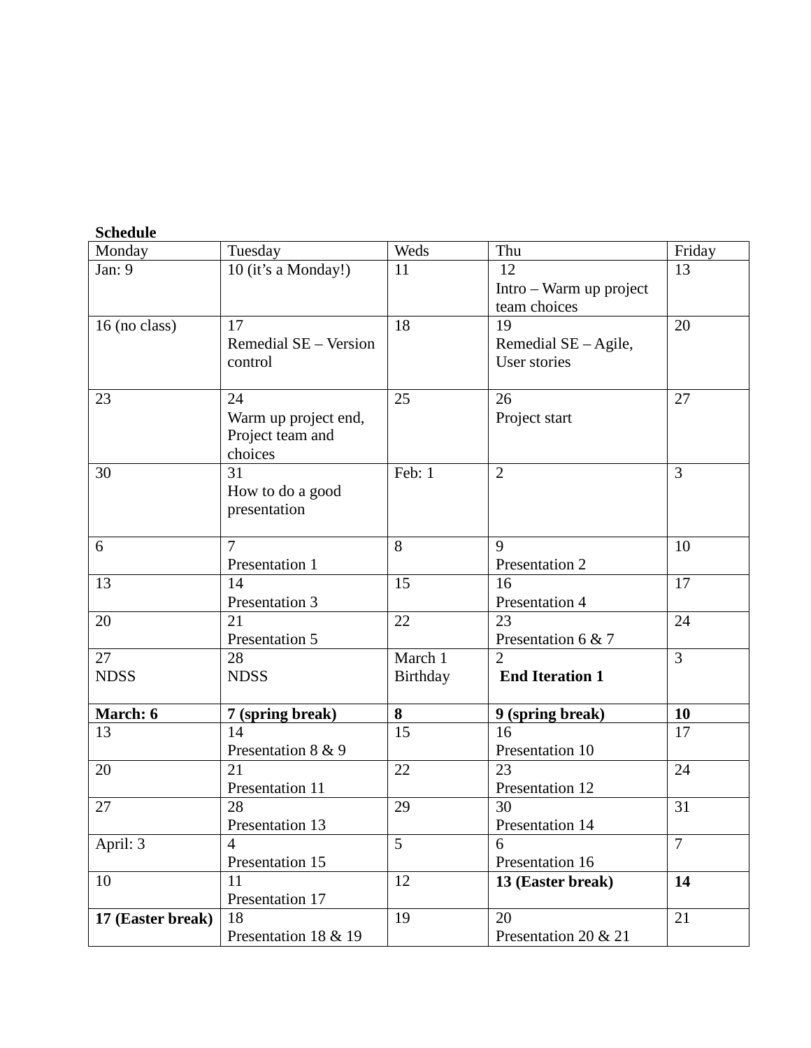**Schedule**

| Monday | Tuesday | Weds | Thu | Friday |
|---|---|---|---|---|
| Jan: 9 | 10 (it's a Monday!) | 11 | 12 Intro – Warm up project team choices | 13 |
| 16 (no class) | 17 Remedial SE – Version control | 18 | 19 Remedial SE – Agile, User stories | 20 |
| 23 | 24 Warm up project end, Project team and choices | 25 | 26 Project start | 27 |
| 30 | 31 How to do a good presentation | Feb: 1 | 2 | 3 |
| 6 | 7 Presentation 1 | 8 | 9 Presentation 2 | 10 |
| 13 | 14 Presentation 3 | 15 | 16 Presentation 4 | 17 |
| 20 | 21 Presentation 5 | 22 | 23 Presentation 6 & 7 | 24 |
| 27 NDSS | 28 NDSS | March 1 Birthday | 2 **End Iteration 1** | 3 |
| **March: 6** | **7 (spring break)** | **8** | **9 (spring break)** | **10** |
| 13 | 14 Presentation 8 & 9 | 15 | 16 Presentation 10 | 17 |
| 20 | 21 Presentation 11 | 22 | 23 Presentation 12 | 24 |
| 27 | 28 Presentation 13 | 29 | 30 Presentation 14 | 31 |
| April: 3 | 4 Presentation 15 | 5 | 6 Presentation 16 | 7 |
| 10 | 11 Presentation 17 | 12 | **13 (Easter break)** | **14** |
| **17 (Easter break)** | 18 Presentation 18 & 19 | 19 | 20 Presentation 20 & 21 | 21 |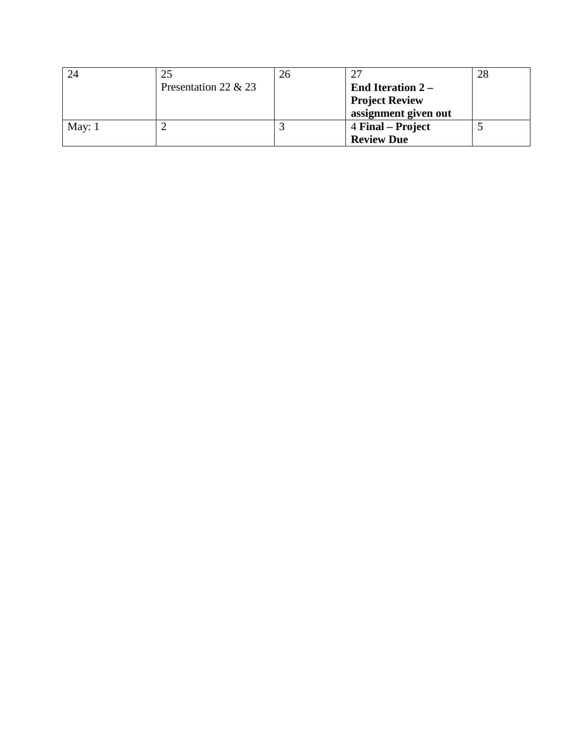| | | | | |
|---|---|---|---|---|
| 24 | 25<br>Presentation 22 & 23 | 26 | 27<br>**End Iteration 2 – Project Review assignment given out** | 28 |
| May: 1 | 2 | 3 | 4 **Final – Project Review Due** | 5 |